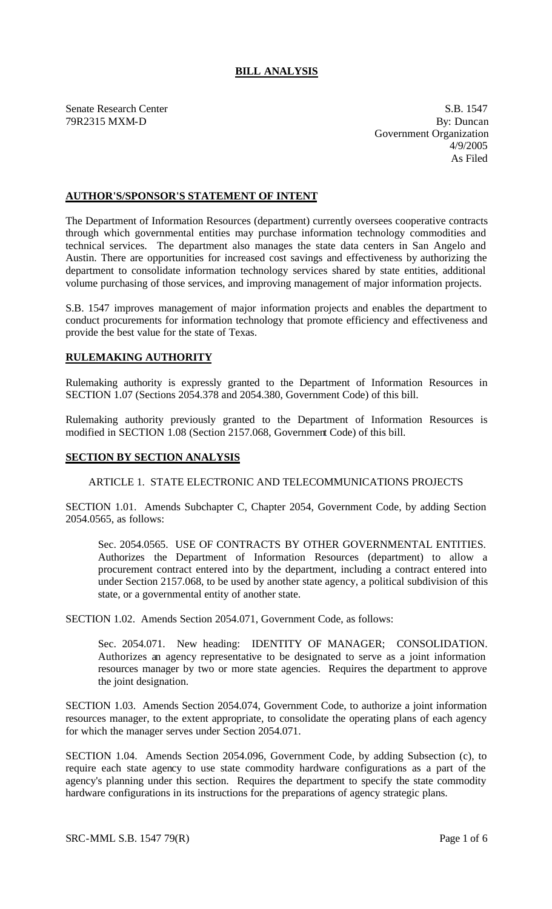# **BILL ANALYSIS**

Senate Research Center
79R2315 MXM-D

S.B. 1547
By: Duncan
Government Organization
4/9/2005
As Filed

## **AUTHOR'S/SPONSOR'S STATEMENT OF INTENT**

The Department of Information Resources (department) currently oversees cooperative contracts through which governmental entities may purchase information technology commodities and technical services. The department also manages the state data centers in San Angelo and Austin. There are opportunities for increased cost savings and effectiveness by authorizing the department to consolidate information technology services shared by state entities, additional volume purchasing of those services, and improving management of major information projects.

S.B. 1547 improves management of major information projects and enables the department to conduct procurements for information technology that promote efficiency and effectiveness and provide the best value for the state of Texas.

## **RULEMAKING AUTHORITY**

Rulemaking authority is expressly granted to the Department of Information Resources in SECTION 1.07 (Sections 2054.378 and 2054.380, Government Code) of this bill.

Rulemaking authority previously granted to the Department of Information Resources is modified in SECTION 1.08 (Section 2157.068, Government Code) of this bill.

## **SECTION BY SECTION ANALYSIS**

ARTICLE 1. STATE ELECTRONIC AND TELECOMMUNICATIONS PROJECTS

SECTION 1.01. Amends Subchapter C, Chapter 2054, Government Code, by adding Section 2054.0565, as follows:

Sec. 2054.0565. USE OF CONTRACTS BY OTHER GOVERNMENTAL ENTITIES. Authorizes the Department of Information Resources (department) to allow a procurement contract entered into by the department, including a contract entered into under Section 2157.068, to be used by another state agency, a political subdivision of this state, or a governmental entity of another state.

SECTION 1.02. Amends Section 2054.071, Government Code, as follows:

Sec. 2054.071. New heading: IDENTITY OF MANAGER; CONSOLIDATION. Authorizes an agency representative to be designated to serve as a joint information resources manager by two or more state agencies. Requires the department to approve the joint designation.

SECTION 1.03. Amends Section 2054.074, Government Code, to authorize a joint information resources manager, to the extent appropriate, to consolidate the operating plans of each agency for which the manager serves under Section 2054.071.

SECTION 1.04. Amends Section 2054.096, Government Code, by adding Subsection (c), to require each state agency to use state commodity hardware configurations as a part of the agency's planning under this section. Requires the department to specify the state commodity hardware configurations in its instructions for the preparations of agency strategic plans.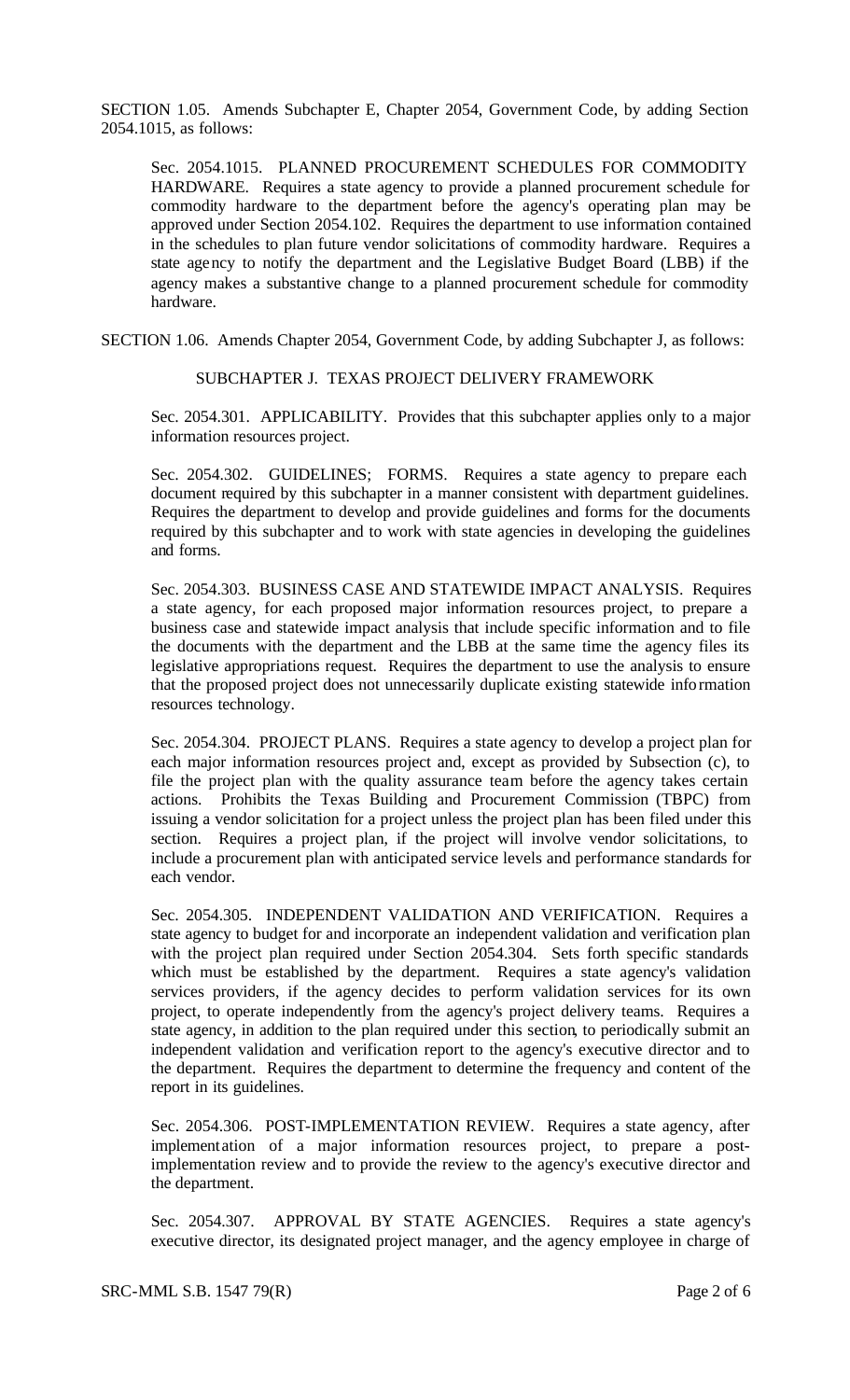SECTION 1.05. Amends Subchapter E, Chapter 2054, Government Code, by adding Section 2054.1015, as follows:

Sec. 2054.1015. PLANNED PROCUREMENT SCHEDULES FOR COMMODITY HARDWARE. Requires a state agency to provide a planned procurement schedule for commodity hardware to the department before the agency's operating plan may be approved under Section 2054.102. Requires the department to use information contained in the schedules to plan future vendor solicitations of commodity hardware. Requires a state agency to notify the department and the Legislative Budget Board (LBB) if the agency makes a substantive change to a planned procurement schedule for commodity hardware.

SECTION 1.06. Amends Chapter 2054, Government Code, by adding Subchapter J, as follows:

SUBCHAPTER J. TEXAS PROJECT DELIVERY FRAMEWORK

Sec. 2054.301. APPLICABILITY. Provides that this subchapter applies only to a major information resources project.

Sec. 2054.302. GUIDELINES; FORMS. Requires a state agency to prepare each document required by this subchapter in a manner consistent with department guidelines. Requires the department to develop and provide guidelines and forms for the documents required by this subchapter and to work with state agencies in developing the guidelines and forms.

Sec. 2054.303. BUSINESS CASE AND STATEWIDE IMPACT ANALYSIS. Requires a state agency, for each proposed major information resources project, to prepare a business case and statewide impact analysis that include specific information and to file the documents with the department and the LBB at the same time the agency files its legislative appropriations request. Requires the department to use the analysis to ensure that the proposed project does not unnecessarily duplicate existing statewide information resources technology.

Sec. 2054.304. PROJECT PLANS. Requires a state agency to develop a project plan for each major information resources project and, except as provided by Subsection (c), to file the project plan with the quality assurance team before the agency takes certain actions. Prohibits the Texas Building and Procurement Commission (TBPC) from issuing a vendor solicitation for a project unless the project plan has been filed under this section. Requires a project plan, if the project will involve vendor solicitations, to include a procurement plan with anticipated service levels and performance standards for each vendor.

Sec. 2054.305. INDEPENDENT VALIDATION AND VERIFICATION. Requires a state agency to budget for and incorporate an independent validation and verification plan with the project plan required under Section 2054.304. Sets forth specific standards which must be established by the department. Requires a state agency's validation services providers, if the agency decides to perform validation services for its own project, to operate independently from the agency's project delivery teams. Requires a state agency, in addition to the plan required under this section, to periodically submit an independent validation and verification report to the agency's executive director and to the department. Requires the department to determine the frequency and content of the report in its guidelines.

Sec. 2054.306. POST-IMPLEMENTATION REVIEW. Requires a state agency, after implementation of a major information resources project, to prepare a post-implementation review and to provide the review to the agency's executive director and the department.

Sec. 2054.307. APPROVAL BY STATE AGENCIES. Requires a state agency's executive director, its designated project manager, and the agency employee in charge of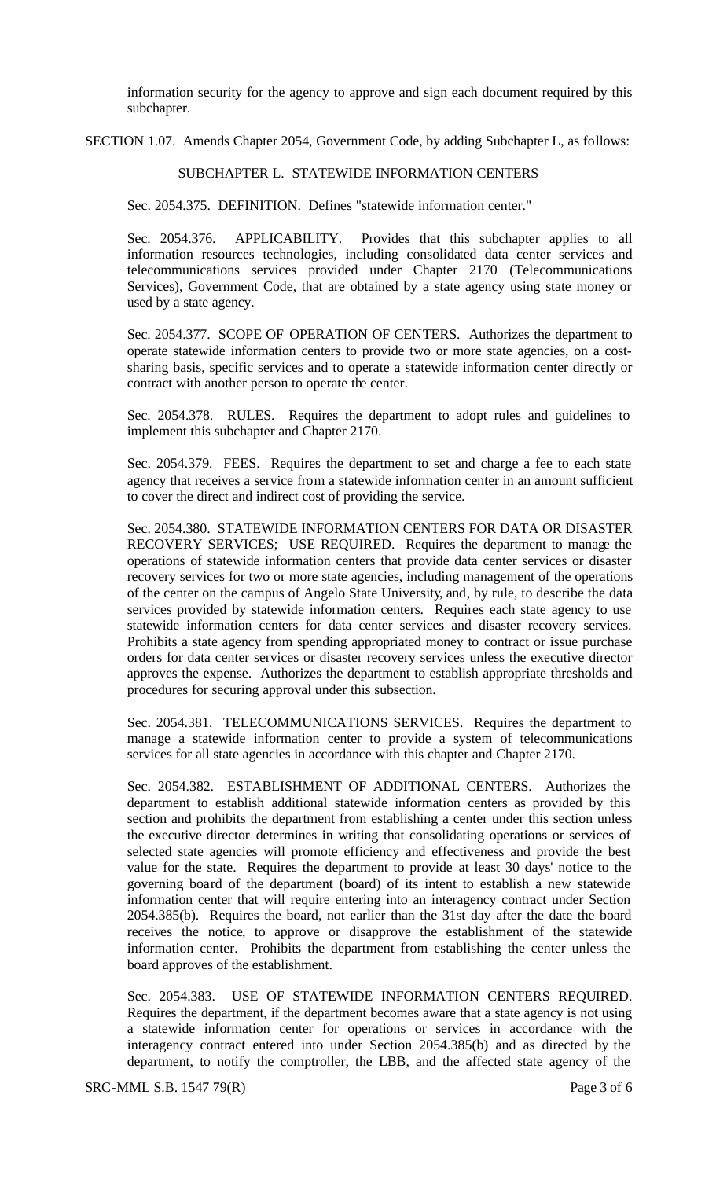information security for the agency to approve and sign each document required by this subchapter.

SECTION 1.07. Amends Chapter 2054, Government Code, by adding Subchapter L, as follows:

SUBCHAPTER L. STATEWIDE INFORMATION CENTERS

Sec. 2054.375. DEFINITION. Defines "statewide information center."

Sec. 2054.376. APPLICABILITY. Provides that this subchapter applies to all information resources technologies, including consolidated data center services and telecommunications services provided under Chapter 2170 (Telecommunications Services), Government Code, that are obtained by a state agency using state money or used by a state agency.

Sec. 2054.377. SCOPE OF OPERATION OF CENTERS. Authorizes the department to operate statewide information centers to provide two or more state agencies, on a cost-sharing basis, specific services and to operate a statewide information center directly or contract with another person to operate the center.

Sec. 2054.378. RULES. Requires the department to adopt rules and guidelines to implement this subchapter and Chapter 2170.

Sec. 2054.379. FEES. Requires the department to set and charge a fee to each state agency that receives a service from a statewide information center in an amount sufficient to cover the direct and indirect cost of providing the service.

Sec. 2054.380. STATEWIDE INFORMATION CENTERS FOR DATA OR DISASTER RECOVERY SERVICES; USE REQUIRED. Requires the department to manage the operations of statewide information centers that provide data center services or disaster recovery services for two or more state agencies, including management of the operations of the center on the campus of Angelo State University, and, by rule, to describe the data services provided by statewide information centers. Requires each state agency to use statewide information centers for data center services and disaster recovery services. Prohibits a state agency from spending appropriated money to contract or issue purchase orders for data center services or disaster recovery services unless the executive director approves the expense. Authorizes the department to establish appropriate thresholds and procedures for securing approval under this subsection.

Sec. 2054.381. TELECOMMUNICATIONS SERVICES. Requires the department to manage a statewide information center to provide a system of telecommunications services for all state agencies in accordance with this chapter and Chapter 2170.

Sec. 2054.382. ESTABLISHMENT OF ADDITIONAL CENTERS. Authorizes the department to establish additional statewide information centers as provided by this section and prohibits the department from establishing a center under this section unless the executive director determines in writing that consolidating operations or services of selected state agencies will promote efficiency and effectiveness and provide the best value for the state. Requires the department to provide at least 30 days' notice to the governing board of the department (board) of its intent to establish a new statewide information center that will require entering into an interagency contract under Section 2054.385(b). Requires the board, not earlier than the 31st day after the date the board receives the notice, to approve or disapprove the establishment of the statewide information center. Prohibits the department from establishing the center unless the board approves of the establishment.

Sec. 2054.383. USE OF STATEWIDE INFORMATION CENTERS REQUIRED. Requires the department, if the department becomes aware that a state agency is not using a statewide information center for operations or services in accordance with the interagency contract entered into under Section 2054.385(b) and as directed by the department, to notify the comptroller, the LBB, and the affected state agency of the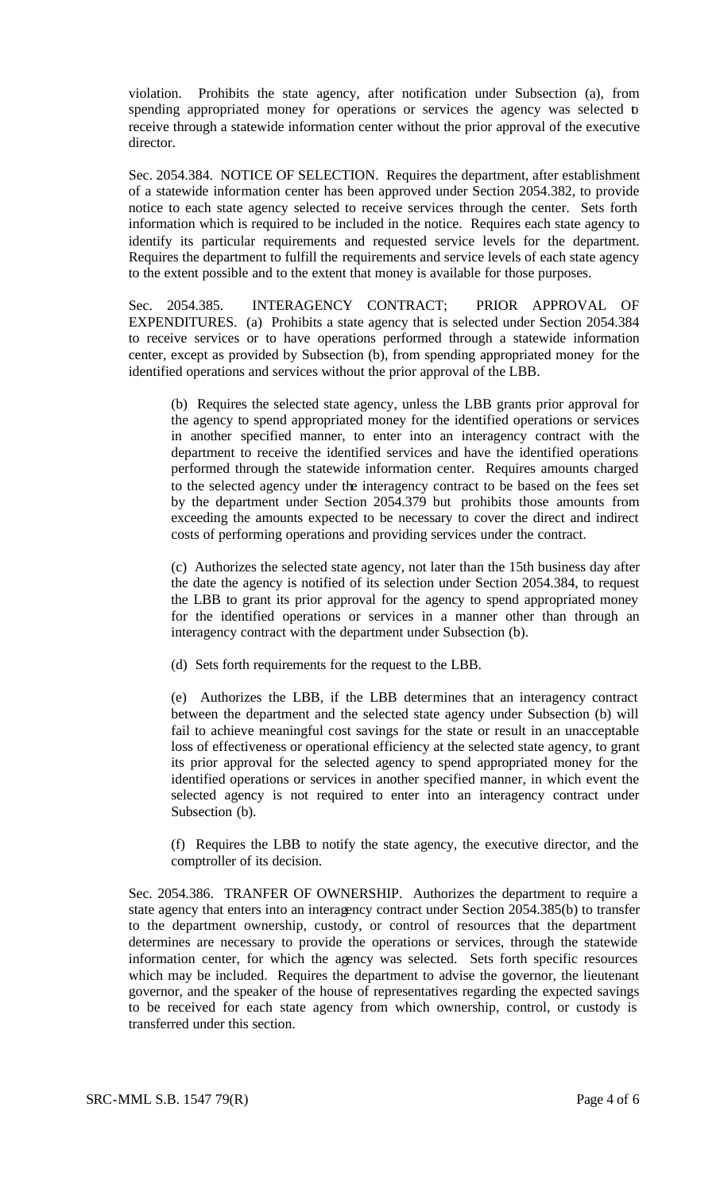violation. Prohibits the state agency, after notification under Subsection (a), from spending appropriated money for operations or services the agency was selected to receive through a statewide information center without the prior approval of the executive director.

Sec. 2054.384. NOTICE OF SELECTION. Requires the department, after establishment of a statewide information center has been approved under Section 2054.382, to provide notice to each state agency selected to receive services through the center. Sets forth information which is required to be included in the notice. Requires each state agency to identify its particular requirements and requested service levels for the department. Requires the department to fulfill the requirements and service levels of each state agency to the extent possible and to the extent that money is available for those purposes.

Sec. 2054.385. INTERAGENCY CONTRACT; PRIOR APPROVAL OF EXPENDITURES. (a) Prohibits a state agency that is selected under Section 2054.384 to receive services or to have operations performed through a statewide information center, except as provided by Subsection (b), from spending appropriated money for the identified operations and services without the prior approval of the LBB.

(b) Requires the selected state agency, unless the LBB grants prior approval for the agency to spend appropriated money for the identified operations or services in another specified manner, to enter into an interagency contract with the department to receive the identified services and have the identified operations performed through the statewide information center. Requires amounts charged to the selected agency under the interagency contract to be based on the fees set by the department under Section 2054.379 but prohibits those amounts from exceeding the amounts expected to be necessary to cover the direct and indirect costs of performing operations and providing services under the contract.

(c) Authorizes the selected state agency, not later than the 15th business day after the date the agency is notified of its selection under Section 2054.384, to request the LBB to grant its prior approval for the agency to spend appropriated money for the identified operations or services in a manner other than through an interagency contract with the department under Subsection (b).

(d) Sets forth requirements for the request to the LBB.

(e) Authorizes the LBB, if the LBB determines that an interagency contract between the department and the selected state agency under Subsection (b) will fail to achieve meaningful cost savings for the state or result in an unacceptable loss of effectiveness or operational efficiency at the selected state agency, to grant its prior approval for the selected agency to spend appropriated money for the identified operations or services in another specified manner, in which event the selected agency is not required to enter into an interagency contract under Subsection (b).

(f) Requires the LBB to notify the state agency, the executive director, and the comptroller of its decision.

Sec. 2054.386. TRANFER OF OWNERSHIP. Authorizes the department to require a state agency that enters into an interagency contract under Section 2054.385(b) to transfer to the department ownership, custody, or control of resources that the department determines are necessary to provide the operations or services, through the statewide information center, for which the agency was selected. Sets forth specific resources which may be included. Requires the department to advise the governor, the lieutenant governor, and the speaker of the house of representatives regarding the expected savings to be received for each state agency from which ownership, control, or custody is transferred under this section.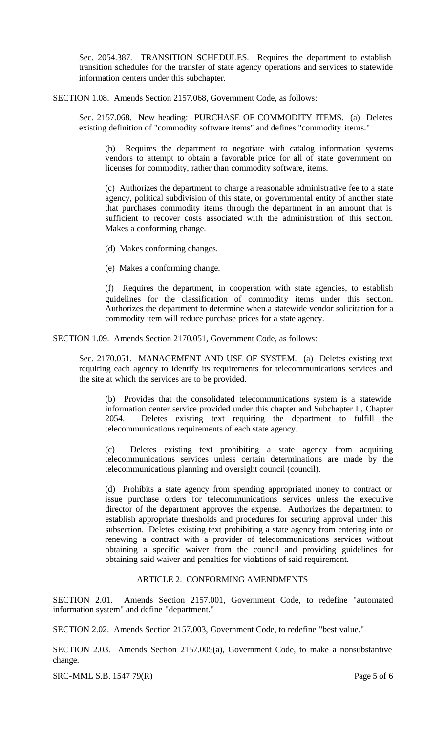Sec. 2054.387. TRANSITION SCHEDULES. Requires the department to establish transition schedules for the transfer of state agency operations and services to statewide information centers under this subchapter.

SECTION 1.08. Amends Section 2157.068, Government Code, as follows:

Sec. 2157.068. New heading: PURCHASE OF COMMODITY ITEMS. (a) Deletes existing definition of "commodity software items" and defines "commodity items."

(b) Requires the department to negotiate with catalog information systems vendors to attempt to obtain a favorable price for all of state government on licenses for commodity, rather than commodity software, items.

(c) Authorizes the department to charge a reasonable administrative fee to a state agency, political subdivision of this state, or governmental entity of another state that purchases commodity items through the department in an amount that is sufficient to recover costs associated with the administration of this section. Makes a conforming change.

(d) Makes conforming changes.

(e) Makes a conforming change.

(f) Requires the department, in cooperation with state agencies, to establish guidelines for the classification of commodity items under this section. Authorizes the department to determine when a statewide vendor solicitation for a commodity item will reduce purchase prices for a state agency.

SECTION 1.09. Amends Section 2170.051, Government Code, as follows:

Sec. 2170.051. MANAGEMENT AND USE OF SYSTEM. (a) Deletes existing text requiring each agency to identify its requirements for telecommunications services and the site at which the services are to be provided.

(b) Provides that the consolidated telecommunications system is a statewide information center service provided under this chapter and Subchapter L, Chapter 2054. Deletes existing text requiring the department to fulfill the telecommunications requirements of each state agency.

(c) Deletes existing text prohibiting a state agency from acquiring telecommunications services unless certain determinations are made by the telecommunications planning and oversight council (council).

(d) Prohibits a state agency from spending appropriated money to contract or issue purchase orders for telecommunications services unless the executive director of the department approves the expense. Authorizes the department to establish appropriate thresholds and procedures for securing approval under this subsection. Deletes existing text prohibiting a state agency from entering into or renewing a contract with a provider of telecommunications services without obtaining a specific waiver from the council and providing guidelines for obtaining said waiver and penalties for violations of said requirement.

ARTICLE 2. CONFORMING AMENDMENTS

SECTION 2.01. Amends Section 2157.001, Government Code, to redefine "automated information system" and define "department."

SECTION 2.02. Amends Section 2157.003, Government Code, to redefine "best value."

SECTION 2.03. Amends Section 2157.005(a), Government Code, to make a nonsubstantive change.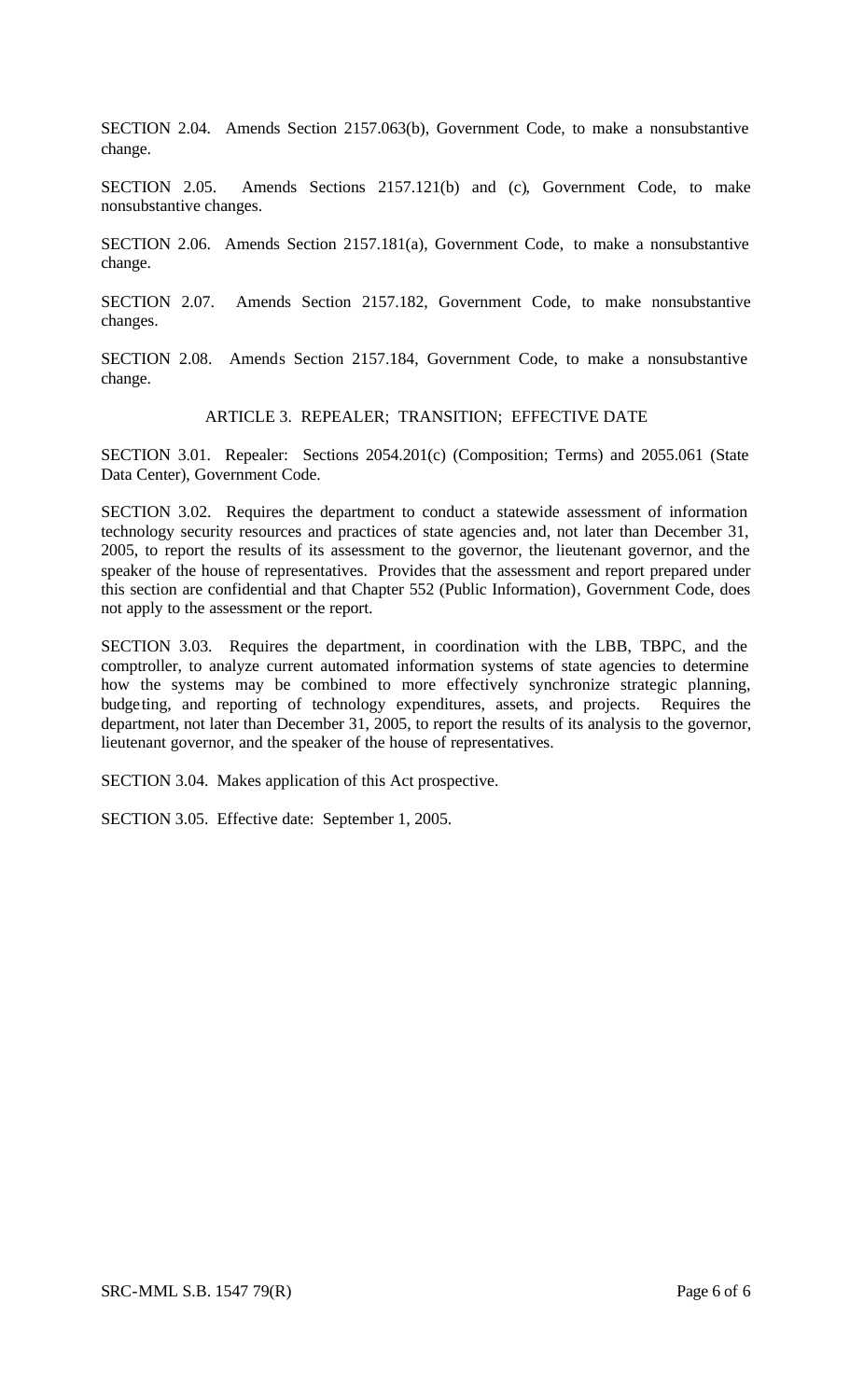SECTION 2.04. Amends Section 2157.063(b), Government Code, to make a nonsubstantive change.

SECTION 2.05. Amends Sections 2157.121(b) and (c), Government Code, to make nonsubstantive changes.

SECTION 2.06. Amends Section 2157.181(a), Government Code, to make a nonsubstantive change.

SECTION 2.07. Amends Section 2157.182, Government Code, to make nonsubstantive changes.

SECTION 2.08. Amends Section 2157.184, Government Code, to make a nonsubstantive change.

ARTICLE 3. REPEALER; TRANSITION; EFFECTIVE DATE

SECTION 3.01. Repealer: Sections 2054.201(c) (Composition; Terms) and 2055.061 (State Data Center), Government Code.

SECTION 3.02. Requires the department to conduct a statewide assessment of information technology security resources and practices of state agencies and, not later than December 31, 2005, to report the results of its assessment to the governor, the lieutenant governor, and the speaker of the house of representatives. Provides that the assessment and report prepared under this section are confidential and that Chapter 552 (Public Information), Government Code, does not apply to the assessment or the report.

SECTION 3.03. Requires the department, in coordination with the LBB, TBPC, and the comptroller, to analyze current automated information systems of state agencies to determine how the systems may be combined to more effectively synchronize strategic planning, budgeting, and reporting of technology expenditures, assets, and projects. Requires the department, not later than December 31, 2005, to report the results of its analysis to the governor, lieutenant governor, and the speaker of the house of representatives.

SECTION 3.04. Makes application of this Act prospective.

SECTION 3.05. Effective date: September 1, 2005.